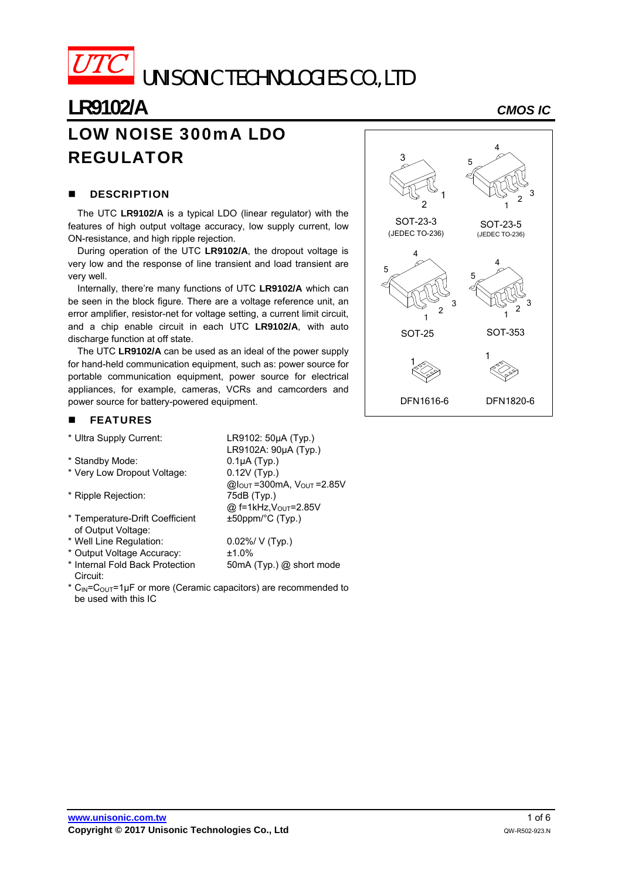UTC UNISONIC TECHNOLOGIES CO., LTD

# LR9102/A

*CMOS IC*

## LOW NOISE 300mA LDO REGULATOR

SOT-23-3 (JEDEC TO-236)

SOT-23-5 (JEDEC TO-236)

SOT-25

SOT-353

DFN1616-6

DFN1820-6

### DESCRIPTION

The UTC **LR9102/A** is a typical LDO (linear regulator) with the features of high output voltage accuracy, low supply current, low ON-resistance, and high ripple rejection.

During operation of the UTC **LR9102/A**, the dropout voltage is very low and the response of line transient and load transient are very well.

Internally, there're many functions of UTC **LR9102/A** which can be seen in the block figure. There are a voltage reference unit, an error amplifier, resistor-net for voltage setting, a current limit circuit, and a chip enable circuit in each UTC **LR9102/A**, with auto discharge function at off state.

The UTC **LR9102/A** can be used as an ideal of the power supply for hand-held communication equipment, such as: power source for portable communication equipment, power source for electrical appliances, for example, cameras, VCRs and camcorders and power source for battery-powered equipment.

### FEATURES

* Ultra Supply Current: LR9102: 50μA (Typ.) LR9102A: 90μA (Typ.)
* Standby Mode: 0.1μA (Typ.)
* Very Low Dropout Voltage: 0.12V (Typ.) @$I_{OUT}$=300mA, $V_{OUT}$=2.85V
* Ripple Rejection: 75dB (Typ.) @ f=1kHz,$V_{OUT}$=2.85V
* Temperature-Drift Coefficient of Output Voltage: ±50ppm/°C (Typ.)
* Well Line Regulation: 0.02%/ V (Typ.)
* Output Voltage Accuracy: ±1.0%
* Internal Fold Back Protection Circuit: 50mA (Typ.) @ short mode
* $C_{IN}$=$C_{OUT}$=1μF or more (Ceramic capacitors) are recommended to be used with this IC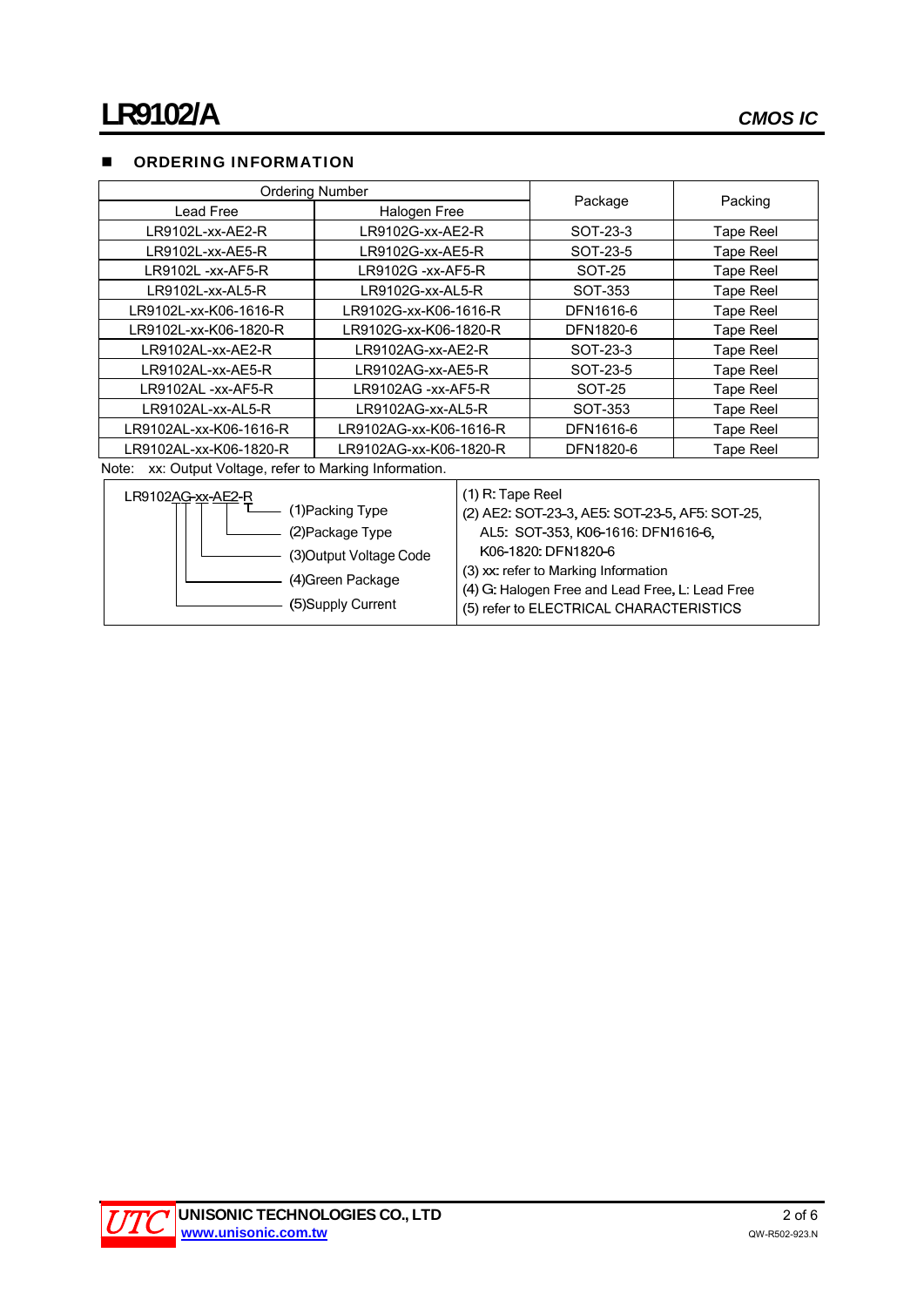## ORDERING INFORMATION

| Ordering Number | | Package | Packing |
|---|---|---|---|
| Lead Free | Halogen Free | | |
| LR9102L-xx-AE2-R | LR9102G-xx-AE2-R | SOT-23-3 | Tape Reel |
| LR9102L-xx-AE5-R | LR9102G-xx-AE5-R | SOT-23-5 | Tape Reel |
| LR9102L -xx-AF5-R | LR9102G -xx-AF5-R | SOT-25 | Tape Reel |
| LR9102L-xx-AL5-R | LR9102G-xx-AL5-R | SOT-353 | Tape Reel |
| LR9102L-xx-K06-1616-R | LR9102G-xx-K06-1616-R | DFN1616-6 | Tape Reel |
| LR9102L-xx-K06-1820-R | LR9102G-xx-K06-1820-R | DFN1820-6 | Tape Reel |
| LR9102AL-xx-AE2-R | LR9102AG-xx-AE2-R | SOT-23-3 | Tape Reel |
| LR9102AL-xx-AE5-R | LR9102AG-xx-AE5-R | SOT-23-5 | Tape Reel |
| LR9102AL -xx-AF5-R | LR9102AG -xx-AF5-R | SOT-25 | Tape Reel |
| LR9102AL-xx-AL5-R | LR9102AG-xx-AL5-R | SOT-353 | Tape Reel |
| LR9102AL-xx-K06-1616-R | LR9102AG-xx-K06-1616-R | DFN1616-6 | Tape Reel |
| LR9102AL-xx-K06-1820-R | LR9102AG-xx-K06-1820-R | DFN1820-6 | Tape Reel |

Note: xx: Output Voltage, refer to Marking Information.

| LR9102AG-xx-AE2-R | |
|---|---|
| (1)Packing Type | (1) R: Tape Reel |
| (2)Package Type | (2) AE2: SOT-23-3, AE5: SOT-23-5, AF5: SOT-25, AL5: SOT-353, K06-1616: DFN1616-6, K06-1820: DFN1820-6 |
| (3)Output Voltage Code | (3) xx: refer to Marking Information |
| (4)Green Package | (4) G: Halogen Free and Lead Free, L: Lead Free |
| (5)Supply Current | (5) refer to ELECTRICAL CHARACTERISTICS |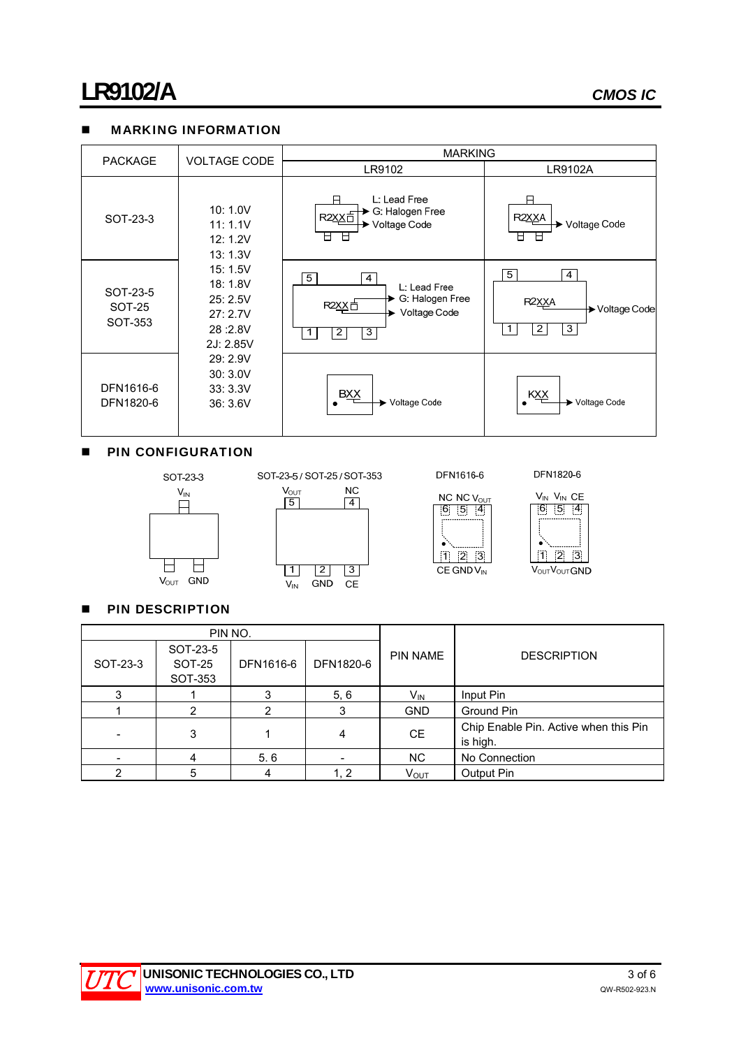## MARKING INFORMATION

| PACKAGE | VOLTAGE CODE | MARKING | |
|---|---|---|---|
| | | LR9102 | LR9102A |
| SOT-23-3 | 10: 1.0V<br>11: 1.1V<br>12: 1.2V<br>13: 1.3V<br>15: 1.5V<br>18: 1.8V<br>25: 2.5V<br>27: 2.7V<br>28 :2.8V<br>2J: 2.85V<br>29: 2.9V<br>30: 3.0V<br>33: 3.3V<br>36: 3.6V | R2XX□ — L: Lead Free, G: Halogen Free; Voltage Code | R2XXA — Voltage Code |
| SOT-23-5<br>SOT-25<br>SOT-353 | | R2XX□ (pins 5, 4 / 1, 2, 3) — L: Lead Free, G: Halogen Free; Voltage Code | R2XXA (pins 5, 4 / 1, 2, 3) — Voltage Code |
| DFN1616-6<br>DFN1820-6 | | BXX — Voltage Code | KXX — Voltage Code |

## PIN CONFIGURATION

SOT-23-3: $V_{IN}$ (top); $V_{OUT}$, GND (bottom)

SOT-23-5 / SOT-25 / SOT-353: 5 $V_{OUT}$, 4 NC (top); 1 $V_{IN}$, 2 GND, 3 CE (bottom)

DFN1616-6: 6 NC, 5 NC, 4 $V_{OUT}$ (top); 1 CE, 2 GND, 3 $V_{IN}$ (bottom)

DFN1820-6: 6 $V_{IN}$, 5 $V_{IN}$, 4 CE (top); 1 $V_{OUT}$, 2 $V_{OUT}$, 3 GND (bottom)

## PIN DESCRIPTION

| PIN NO. | | | | PIN NAME | DESCRIPTION |
|---|---|---|---|---|---|
| SOT-23-3 | SOT-23-5<br>SOT-25<br>SOT-353 | DFN1616-6 | DFN1820-6 | | |
| 3 | 1 | 3 | 5, 6 | $V_{IN}$ | Input Pin |
| 1 | 2 | 2 | 3 | GND | Ground Pin |
| - | 3 | 1 | 4 | CE | Chip Enable Pin. Active when this Pin is high. |
| - | 4 | 5. 6 | - | NC | No Connection |
| 2 | 5 | 4 | 1, 2 | $V_{OUT}$ | Output Pin |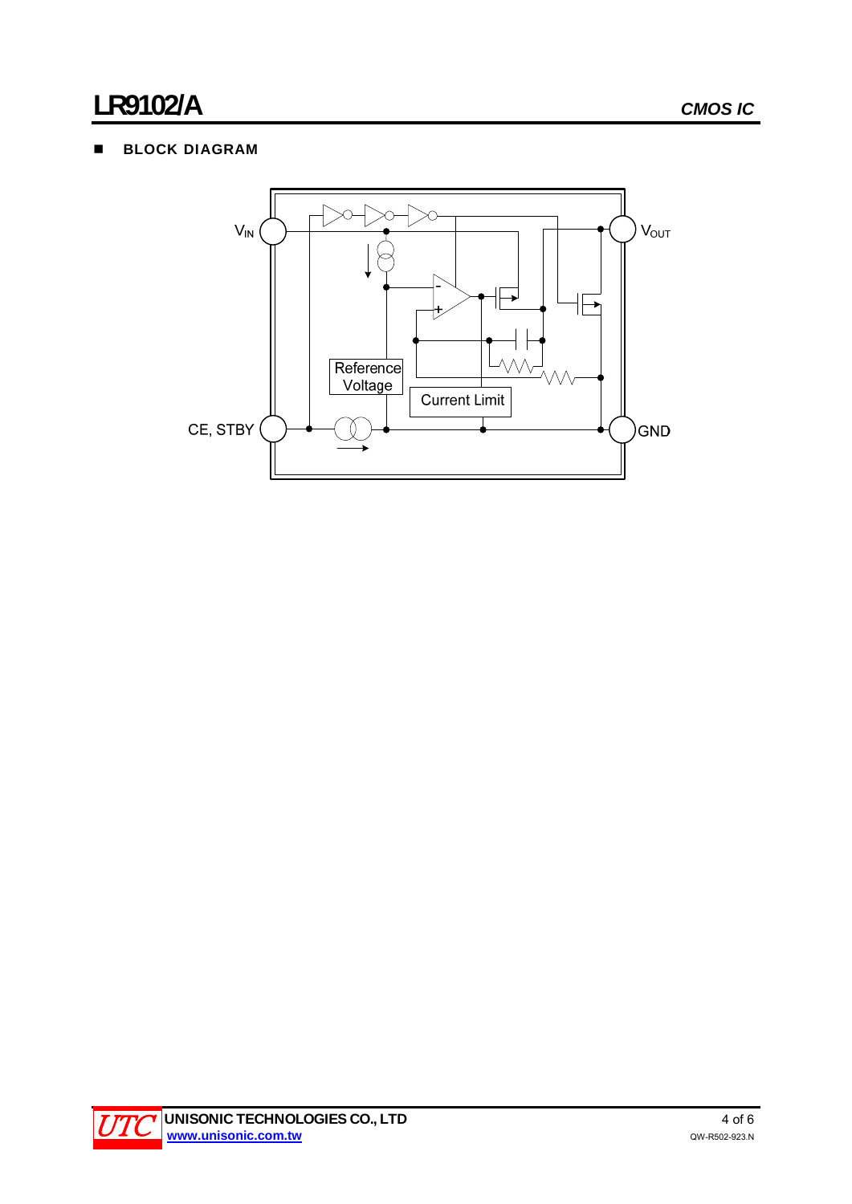## BLOCK DIAGRAM

$V_{IN}$

$V_{OUT}$

Reference Voltage

Current Limit

CE, STBY

GND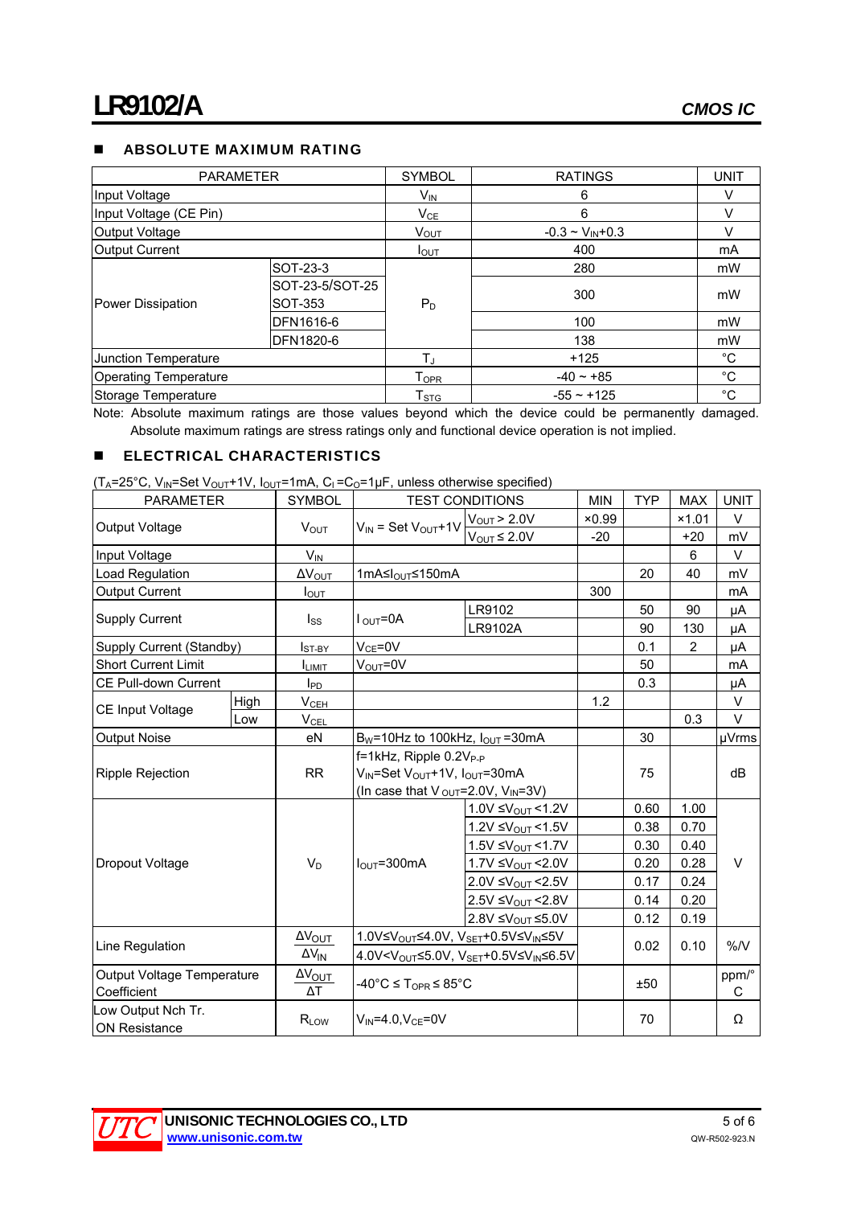## ABSOLUTE MAXIMUM RATING

| PARAMETER | | SYMBOL | RATINGS | UNIT |
|---|---|---|---|---|
| Input Voltage | | $V_{IN}$ | 6 | V |
| Input Voltage (CE Pin) | | $V_{CE}$ | 6 | V |
| Output Voltage | | $V_{OUT}$ | -0.3 ~ $V_{IN}$+0.3 | V |
| Output Current | | $I_{OUT}$ | 400 | mA |
| Power Dissipation | SOT-23-3 | $P_D$ | 280 | mW |
| | SOT-23-5/SOT-25 SOT-353 | | 300 | mW |
| | DFN1616-6 | | 100 | mW |
| | DFN1820-6 | | 138 | mW |
| Junction Temperature | | $T_J$ | +125 | °C |
| Operating Temperature | | $T_{OPR}$ | -40 ~ +85 | °C |
| Storage Temperature | | $T_{STG}$ | -55 ~ +125 | °C |

Note: Absolute maximum ratings are those values beyond which the device could be permanently damaged. Absolute maximum ratings are stress ratings only and functional device operation is not implied.

## ELECTRICAL CHARACTERISTICS

($T_A$=25°C, $V_{IN}$=Set $V_{OUT}$+1V, $I_{OUT}$=1mA, $C_I$=$C_O$=1μF, unless otherwise specified)

| PARAMETER | | SYMBOL | TEST CONDITIONS | | MIN | TYP | MAX | UNIT |
|---|---|---|---|---|---|---|---|---|
| Output Voltage | | $V_{OUT}$ | $V_{IN}$ = Set $V_{OUT}$+1V | $V_{OUT}$ > 2.0V | ×0.99 | | ×1.01 | V |
| | | | | $V_{OUT}$ ≤ 2.0V | -20 | | +20 | mV |
| Input Voltage | | $V_{IN}$ | | | | | 6 | V |
| Load Regulation | | $\Delta V_{OUT}$ | 1mA≤$I_{OUT}$≤150mA | | | 20 | 40 | mV |
| Output Current | | $I_{OUT}$ | | | 300 | | | mA |
| Supply Current | | $I_{SS}$ | $I_{OUT}$=0A | LR9102 | | 50 | 90 | μA |
| | | | | LR9102A | | 90 | 130 | μA |
| Supply Current (Standby) | | $I_{ST\text{-}BY}$ | $V_{CE}$=0V | | | 0.1 | 2 | μA |
| Short Current Limit | | $I_{LIMIT}$ | $V_{OUT}$=0V | | | 50 | | mA |
| CE Pull-down Current | | $I_{PD}$ | | | | 0.3 | | μA |
| CE Input Voltage | High | $V_{CEH}$ | | | 1.2 | | | V |
| | Low | $V_{CEL}$ | | | | | 0.3 | V |
| Output Noise | | eN | $B_W$=10Hz to 100kHz, $I_{OUT}$ =30mA | | | 30 | | μVrms |
| Ripple Rejection | | RR | f=1kHz, Ripple 0.2$V_{P\text{-}P}$<br>$V_{IN}$=Set $V_{OUT}$+1V, $I_{OUT}$=30mA<br>(In case that $V_{OUT}$=2.0V, $V_{IN}$=3V) | | | 75 | | dB |
| Dropout Voltage | | $V_D$ | $I_{OUT}$=300mA | 1.0V ≤$V_{OUT}$<1.2V | | 0.60 | 1.00 | V |
| | | | | 1.2V ≤$V_{OUT}$<1.5V | | 0.38 | 0.70 | |
| | | | | 1.5V ≤$V_{OUT}$<1.7V | | 0.30 | 0.40 | |
| | | | | 1.7V ≤$V_{OUT}$<2.0V | | 0.20 | 0.28 | |
| | | | | 2.0V ≤$V_{OUT}$<2.5V | | 0.17 | 0.24 | |
| | | | | 2.5V ≤$V_{OUT}$<2.8V | | 0.14 | 0.20 | |
| | | | | 2.8V ≤$V_{OUT}$≤5.0V | | 0.12 | 0.19 | |
| Line Regulation | | $\frac{\Delta V_{OUT}}{\Delta V_{IN}}$ | 1.0V≤$V_{OUT}$≤4.0V, $V_{SET}$+0.5V≤$V_{IN}$≤5V<br>4.0V<$V_{OUT}$≤5.0V, $V_{SET}$+0.5V≤$V_{IN}$≤6.5V | | | 0.02 | 0.10 | %/V |
| Output Voltage Temperature Coefficient | | $\frac{\Delta V_{OUT}}{\Delta T}$ | -40°C ≤ $T_{OPR}$ ≤ 85°C | | | ±50 | | ppm/°C |
| Low Output Nch Tr. ON Resistance | | $R_{LOW}$ | $V_{IN}$=4.0,$V_{CE}$=0V | | | 70 | | Ω |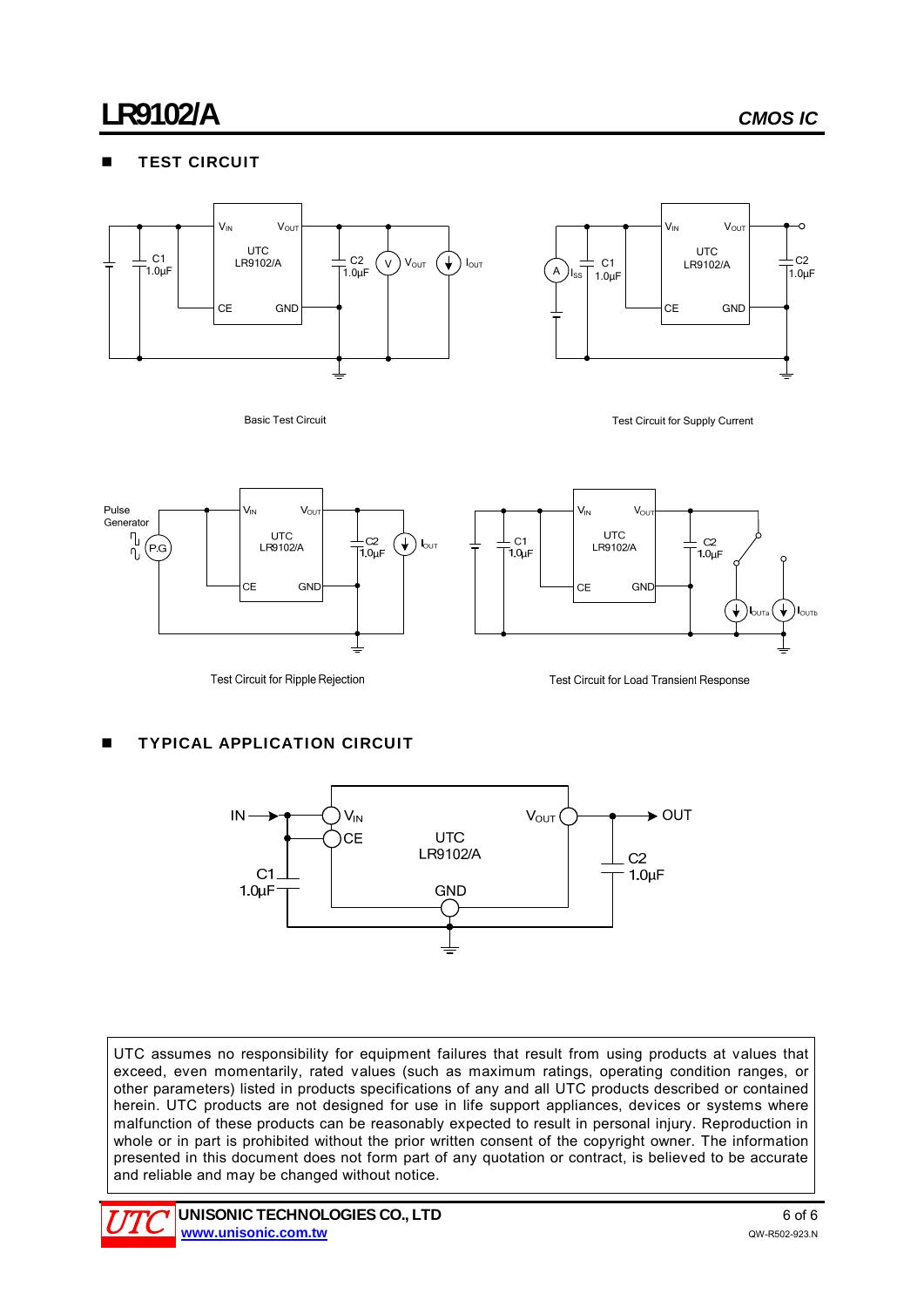## TEST CIRCUIT

V_IN V_OUT
UTC
LR9102/A
CE GND
C1 1.0μF
C2 1.0μF
V V_OUT
I_OUT

Basic Test Circuit

A I_SS
C1 1.0μF
V_IN V_OUT
UTC
LR9102/A
CE GND
C2 1.0μF

Test Circuit for Supply Current

Pulse Generator
P.G
V_IN V_OUT
UTC
LR9102/A
CE GND
C2 1.0μF
I_OUT

Test Circuit for Ripple Rejection

C1 1.0μF
V_IN V_OUT
UTC
LR9102/A
CE GND
C2 1.0μF
I_OUTa I_OUTb

Test Circuit for Load Transient Response

## TYPICAL APPLICATION CIRCUIT

IN
V_IN
CE
C1 1.0μF
UTC
LR9102/A
GND
V_OUT
OUT
C2 1.0μF

UTC assumes no responsibility for equipment failures that result from using products at values that exceed, even momentarily, rated values (such as maximum ratings, operating condition ranges, or other parameters) listed in products specifications of any and all UTC products described or contained herein. UTC products are not designed for use in life support appliances, devices or systems where malfunction of these products can be reasonably expected to result in personal injury. Reproduction in whole or in part is prohibited without the prior written consent of the copyright owner. The information presented in this document does not form part of any quotation or contract, is believed to be accurate and reliable and may be changed without notice.